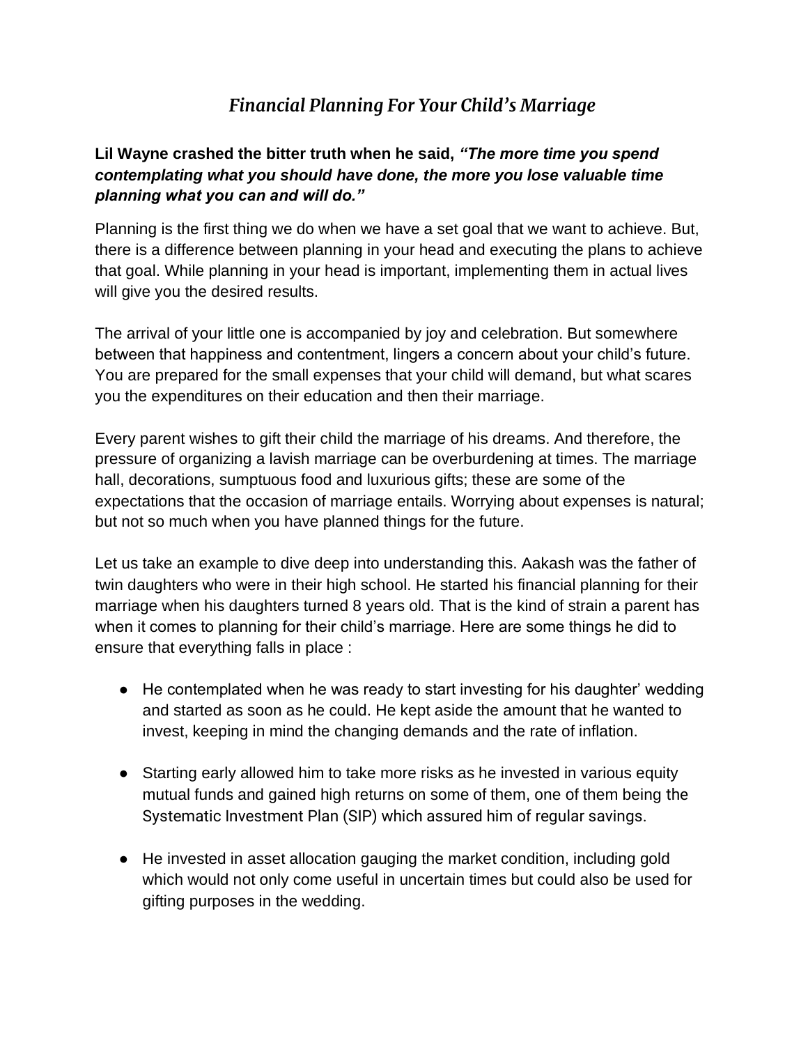# *Financial Planning For Your Child's Marriage*

**Lil Wayne crashed the bitter truth when he said, *"The more time you spend contemplating what you should have done, the more you lose valuable time planning what you can and will do."***

Planning is the first thing we do when we have a set goal that we want to achieve. But, there is a difference between planning in your head and executing the plans to achieve that goal. While planning in your head is important, implementing them in actual lives will give you the desired results.

The arrival of your little one is accompanied by joy and celebration. But somewhere between that happiness and contentment, lingers a concern about your child's future. You are prepared for the small expenses that your child will demand, but what scares you the expenditures on their education and then their marriage.

Every parent wishes to gift their child the marriage of his dreams. And therefore, the pressure of organizing a lavish marriage can be overburdening at times. The marriage hall, decorations, sumptuous food and luxurious gifts; these are some of the expectations that the occasion of marriage entails. Worrying about expenses is natural; but not so much when you have planned things for the future.

Let us take an example to dive deep into understanding this. Aakash was the father of twin daughters who were in their high school. He started his financial planning for their marriage when his daughters turned 8 years old. That is the kind of strain a parent has when it comes to planning for their child's marriage. Here are some things he did to ensure that everything falls in place :

- He contemplated when he was ready to start investing for his daughter' wedding and started as soon as he could. He kept aside the amount that he wanted to invest, keeping in mind the changing demands and the rate of inflation.

- Starting early allowed him to take more risks as he invested in various equity mutual funds and gained high returns on some of them, one of them being the Systematic Investment Plan (SIP) which assured him of regular savings.

- He invested in asset allocation gauging the market condition, including gold which would not only come useful in uncertain times but could also be used for gifting purposes in the wedding.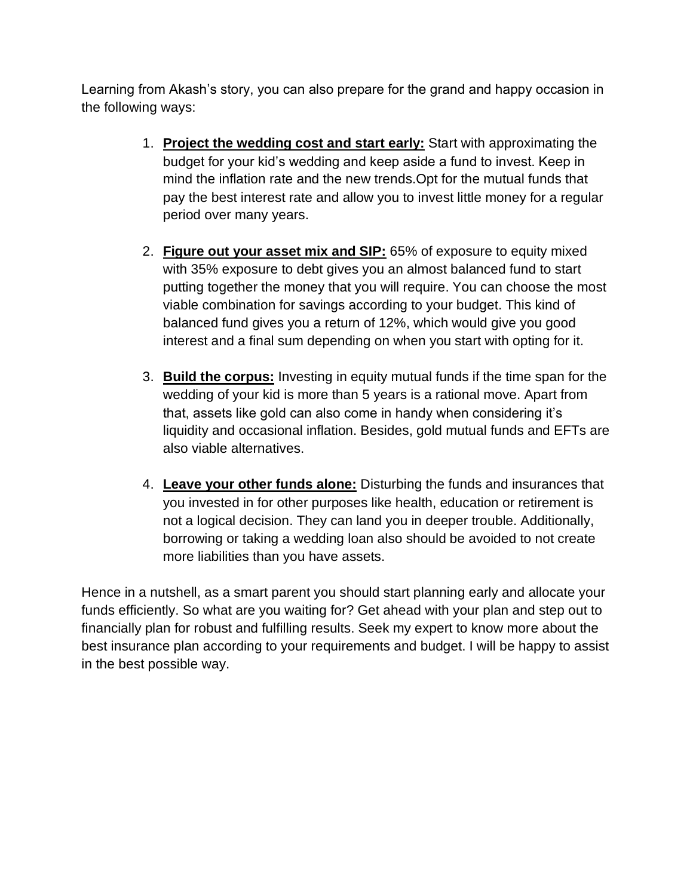Learning from Akash's story, you can also prepare for the grand and happy occasion in the following ways:

1. **Project the wedding cost and start early:** Start with approximating the budget for your kid's wedding and keep aside a fund to invest. Keep in mind the inflation rate and the new trends.Opt for the mutual funds that pay the best interest rate and allow you to invest little money for a regular period over many years.

2. **Figure out your asset mix and SIP:** 65% of exposure to equity mixed with 35% exposure to debt gives you an almost balanced fund to start putting together the money that you will require. You can choose the most viable combination for savings according to your budget. This kind of balanced fund gives you a return of 12%, which would give you good interest and a final sum depending on when you start with opting for it.

3. **Build the corpus:** Investing in equity mutual funds if the time span for the wedding of your kid is more than 5 years is a rational move. Apart from that, assets like gold can also come in handy when considering it's liquidity and occasional inflation. Besides, gold mutual funds and EFTs are also viable alternatives.

4. **Leave your other funds alone:** Disturbing the funds and insurances that you invested in for other purposes like health, education or retirement is not a logical decision. They can land you in deeper trouble. Additionally, borrowing or taking a wedding loan also should be avoided to not create more liabilities than you have assets.

Hence in a nutshell, as a smart parent you should start planning early and allocate your funds efficiently. So what are you waiting for? Get ahead with your plan and step out to financially plan for robust and fulfilling results. Seek my expert to know more about the best insurance plan according to your requirements and budget. I will be happy to assist in the best possible way.